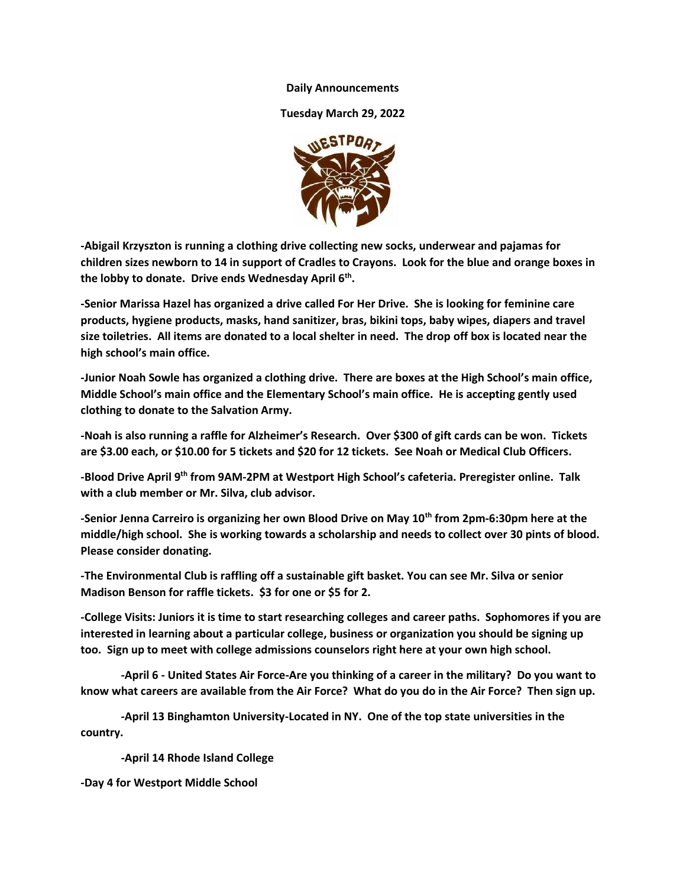**Daily Announcements**

**Tuesday March 29, 2022**

**-Abigail Krzyszton is running a clothing drive collecting new socks, underwear and pajamas for children sizes newborn to 14 in support of Cradles to Crayons. Look for the blue and orange boxes in the lobby to donate. Drive ends Wednesday April 6th.**

**-Senior Marissa Hazel has organized a drive called For Her Drive. She is looking for feminine care products, hygiene products, masks, hand sanitizer, bras, bikini tops, baby wipes, diapers and travel size toiletries. All items are donated to a local shelter in need. The drop off box is located near the high school's main office.**

**-Junior Noah Sowle has organized a clothing drive. There are boxes at the High School's main office, Middle School's main office and the Elementary School's main office. He is accepting gently used clothing to donate to the Salvation Army.**

**-Noah is also running a raffle for Alzheimer's Research. Over $300 of gift cards can be won. Tickets are $3.00 each, or $10.00 for 5 tickets and $20 for 12 tickets. See Noah or Medical Club Officers.**

**-Blood Drive April 9th from 9AM-2PM at Westport High School's cafeteria. Preregister online. Talk with a club member or Mr. Silva, club advisor.**

**-Senior Jenna Carreiro is organizing her own Blood Drive on May 10th from 2pm-6:30pm here at the middle/high school. She is working towards a scholarship and needs to collect over 30 pints of blood. Please consider donating.**

**-The Environmental Club is raffling off a sustainable gift basket. You can see Mr. Silva or senior Madison Benson for raffle tickets. $3 for one or $5 for 2.**

**-College Visits: Juniors it is time to start researching colleges and career paths. Sophomores if you are interested in learning about a particular college, business or organization you should be signing up too. Sign up to meet with college admissions counselors right here at your own high school.**

**-April 6 - United States Air Force-Are you thinking of a career in the military? Do you want to know what careers are available from the Air Force? What do you do in the Air Force? Then sign up.**

**-April 13 Binghamton University-Located in NY. One of the top state universities in the country.**

**-April 14 Rhode Island College**

**-Day 4 for Westport Middle School**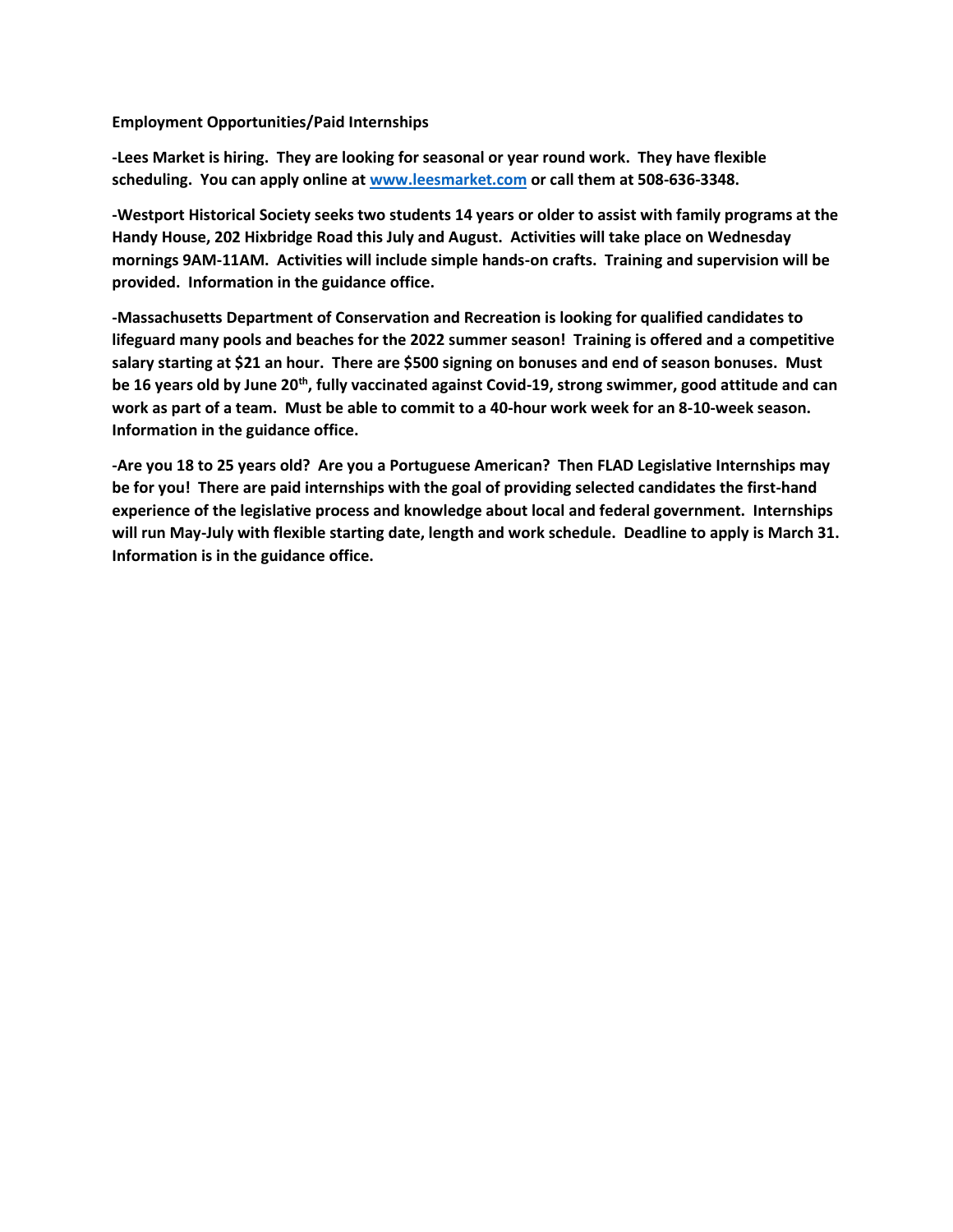**Employment Opportunities/Paid Internships**

**-Lees Market is hiring. They are looking for seasonal or year round work. They have flexible scheduling. You can apply online at [www.leesmarket.com](http://www.leesmarket.com) or call them at 508-636-3348.**

**-Westport Historical Society seeks two students 14 years or older to assist with family programs at the Handy House, 202 Hixbridge Road this July and August. Activities will take place on Wednesday mornings 9AM-11AM. Activities will include simple hands-on crafts. Training and supervision will be provided. Information in the guidance office.**

**-Massachusetts Department of Conservation and Recreation is looking for qualified candidates to lifeguard many pools and beaches for the 2022 summer season! Training is offered and a competitive salary starting at $21 an hour. There are $500 signing on bonuses and end of season bonuses. Must be 16 years old by June 20th, fully vaccinated against Covid-19, strong swimmer, good attitude and can work as part of a team. Must be able to commit to a 40-hour work week for an 8-10-week season. Information in the guidance office.**

**-Are you 18 to 25 years old? Are you a Portuguese American? Then FLAD Legislative Internships may be for you! There are paid internships with the goal of providing selected candidates the first-hand experience of the legislative process and knowledge about local and federal government. Internships will run May-July with flexible starting date, length and work schedule. Deadline to apply is March 31. Information is in the guidance office.**